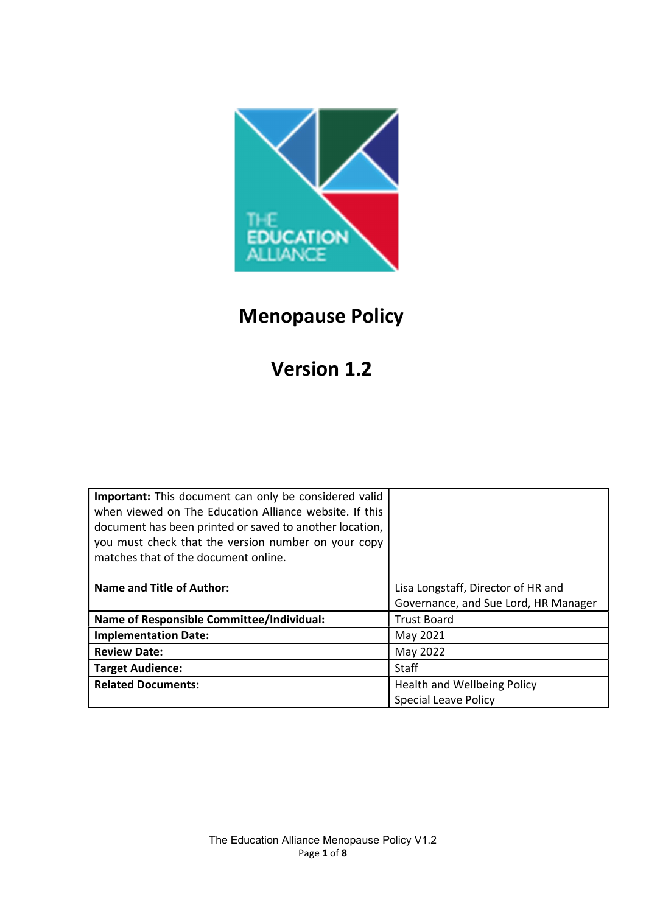# Menopause Policy

# Version 1.2

| **Important:** This document can only be considered valid when viewed on The Education Alliance website. If this document has been printed or saved to another location, you must check that the version number on your copy matches that of the document online. | |
|---|---|
| **Name and Title of Author:** | Lisa Longstaff, Director of HR and Governance, and Sue Lord, HR Manager |
| **Name of Responsible Committee/Individual:** | Trust Board |
| **Implementation Date:** | May 2021 |
| **Review Date:** | May 2022 |
| **Target Audience:** | Staff |
| **Related Documents:** | Health and Wellbeing Policy<br>Special Leave Policy |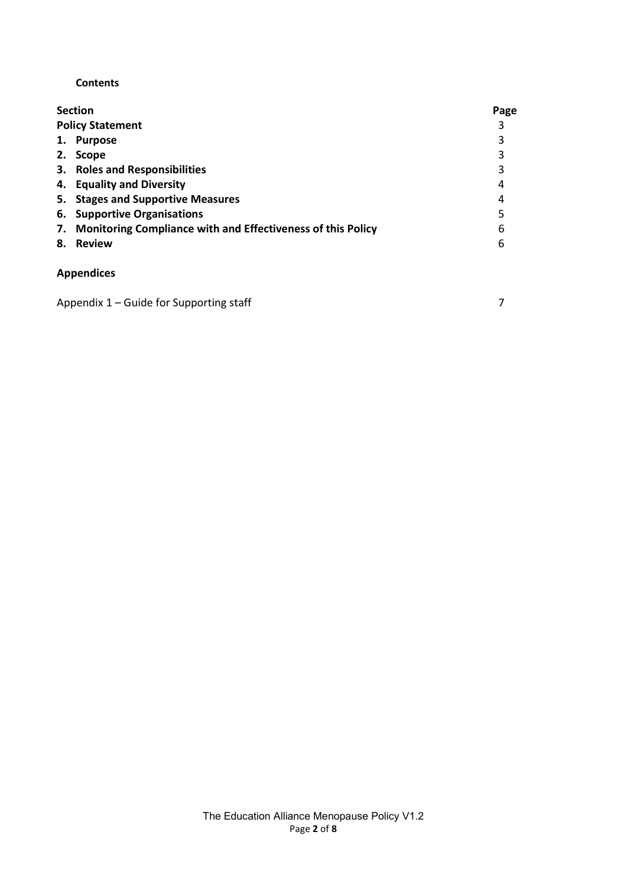**Contents**

| Section | Page |
| --- | --- |
| **Policy Statement** | 3 |
| **1. Purpose** | 3 |
| **2. Scope** | 3 |
| **3. Roles and Responsibilities** | 3 |
| **4. Equality and Diversity** | 4 |
| **5. Stages and Supportive Measures** | 4 |
| **6. Supportive Organisations** | 5 |
| **7. Monitoring Compliance with and Effectiveness of this Policy** | 6 |
| **8. Review** | 6 |

**Appendices**

| | |
| --- | --- |
| Appendix 1 – Guide for Supporting staff | 7 |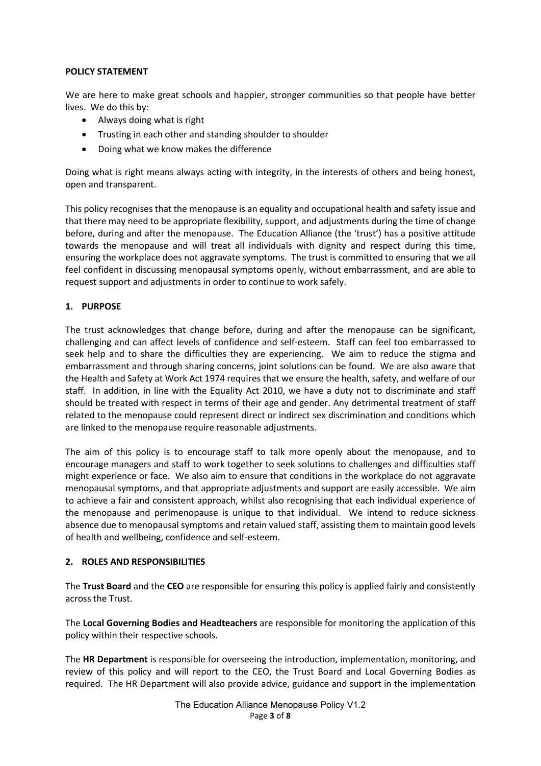**POLICY STATEMENT**

We are here to make great schools and happier, stronger communities so that people have better lives. We do this by:

- Always doing what is right
- Trusting in each other and standing shoulder to shoulder
- Doing what we know makes the difference

Doing what is right means always acting with integrity, in the interests of others and being honest, open and transparent.

This policy recognises that the menopause is an equality and occupational health and safety issue and that there may need to be appropriate flexibility, support, and adjustments during the time of change before, during and after the menopause. The Education Alliance (the 'trust') has a positive attitude towards the menopause and will treat all individuals with dignity and respect during this time, ensuring the workplace does not aggravate symptoms. The trust is committed to ensuring that we all feel confident in discussing menopausal symptoms openly, without embarrassment, and are able to request support and adjustments in order to continue to work safely.

## 1. PURPOSE

The trust acknowledges that change before, during and after the menopause can be significant, challenging and can affect levels of confidence and self-esteem. Staff can feel too embarrassed to seek help and to share the difficulties they are experiencing. We aim to reduce the stigma and embarrassment and through sharing concerns, joint solutions can be found. We are also aware that the Health and Safety at Work Act 1974 requires that we ensure the health, safety, and welfare of our staff. In addition, in line with the Equality Act 2010, we have a duty not to discriminate and staff should be treated with respect in terms of their age and gender. Any detrimental treatment of staff related to the menopause could represent direct or indirect sex discrimination and conditions which are linked to the menopause require reasonable adjustments.

The aim of this policy is to encourage staff to talk more openly about the menopause, and to encourage managers and staff to work together to seek solutions to challenges and difficulties staff might experience or face. We also aim to ensure that conditions in the workplace do not aggravate menopausal symptoms, and that appropriate adjustments and support are easily accessible. We aim to achieve a fair and consistent approach, whilst also recognising that each individual experience of the menopause and perimenopause is unique to that individual. We intend to reduce sickness absence due to menopausal symptoms and retain valued staff, assisting them to maintain good levels of health and wellbeing, confidence and self-esteem.

## 2. ROLES AND RESPONSIBILITIES

The **Trust Board** and the **CEO** are responsible for ensuring this policy is applied fairly and consistently across the Trust.

The **Local Governing Bodies and Headteachers** are responsible for monitoring the application of this policy within their respective schools.

The **HR Department** is responsible for overseeing the introduction, implementation, monitoring, and review of this policy and will report to the CEO, the Trust Board and Local Governing Bodies as required. The HR Department will also provide advice, guidance and support in the implementation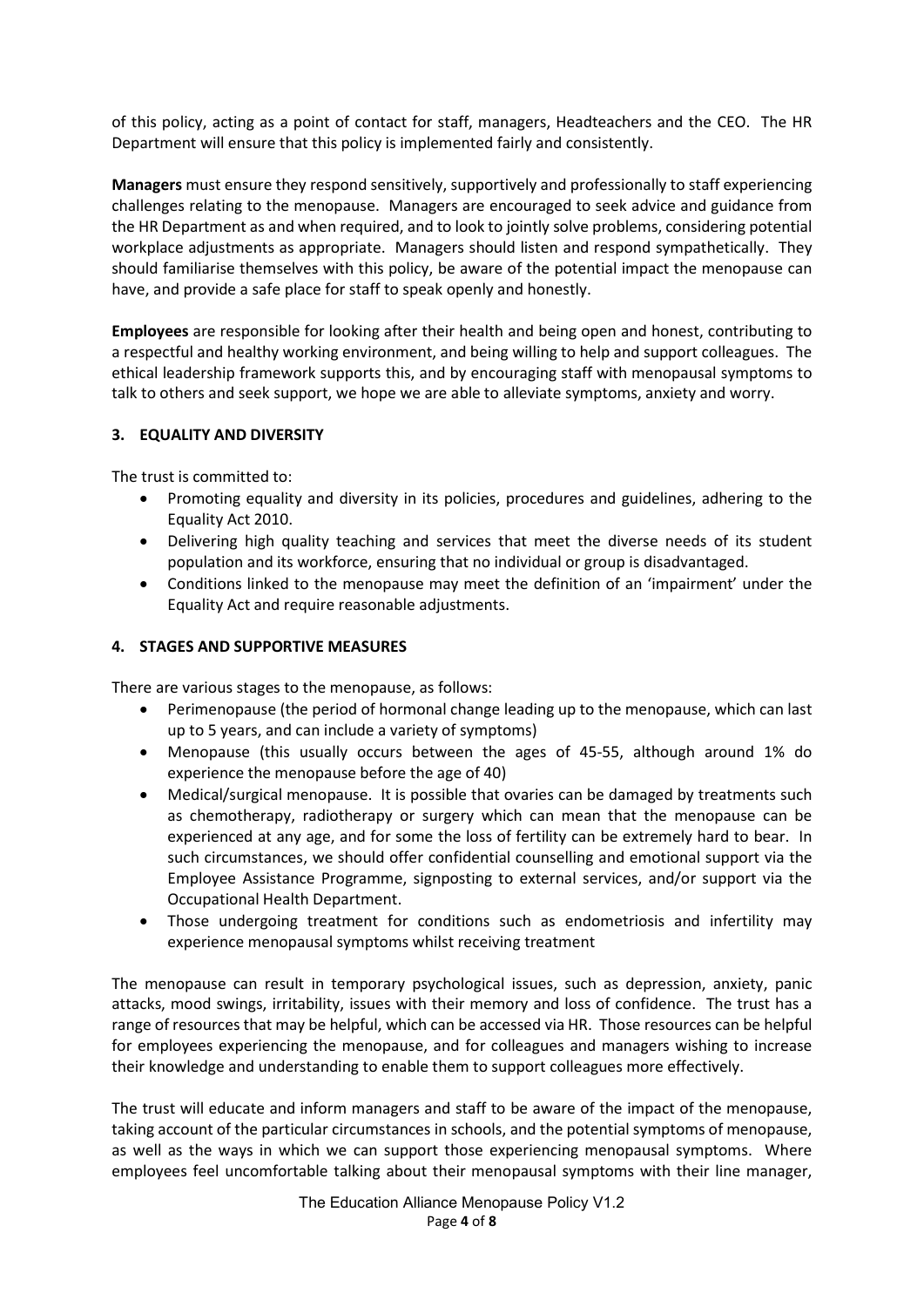of this policy, acting as a point of contact for staff, managers, Headteachers and the CEO. The HR Department will ensure that this policy is implemented fairly and consistently.

**Managers** must ensure they respond sensitively, supportively and professionally to staff experiencing challenges relating to the menopause. Managers are encouraged to seek advice and guidance from the HR Department as and when required, and to look to jointly solve problems, considering potential workplace adjustments as appropriate. Managers should listen and respond sympathetically. They should familiarise themselves with this policy, be aware of the potential impact the menopause can have, and provide a safe place for staff to speak openly and honestly.

**Employees** are responsible for looking after their health and being open and honest, contributing to a respectful and healthy working environment, and being willing to help and support colleagues. The ethical leadership framework supports this, and by encouraging staff with menopausal symptoms to talk to others and seek support, we hope we are able to alleviate symptoms, anxiety and worry.

## 3. EQUALITY AND DIVERSITY

The trust is committed to:

- Promoting equality and diversity in its policies, procedures and guidelines, adhering to the Equality Act 2010.
- Delivering high quality teaching and services that meet the diverse needs of its student population and its workforce, ensuring that no individual or group is disadvantaged.
- Conditions linked to the menopause may meet the definition of an 'impairment' under the Equality Act and require reasonable adjustments.

## 4. STAGES AND SUPPORTIVE MEASURES

There are various stages to the menopause, as follows:

- Perimenopause (the period of hormonal change leading up to the menopause, which can last up to 5 years, and can include a variety of symptoms)
- Menopause (this usually occurs between the ages of 45-55, although around 1% do experience the menopause before the age of 40)
- Medical/surgical menopause. It is possible that ovaries can be damaged by treatments such as chemotherapy, radiotherapy or surgery which can mean that the menopause can be experienced at any age, and for some the loss of fertility can be extremely hard to bear. In such circumstances, we should offer confidential counselling and emotional support via the Employee Assistance Programme, signposting to external services, and/or support via the Occupational Health Department.
- Those undergoing treatment for conditions such as endometriosis and infertility may experience menopausal symptoms whilst receiving treatment

The menopause can result in temporary psychological issues, such as depression, anxiety, panic attacks, mood swings, irritability, issues with their memory and loss of confidence. The trust has a range of resources that may be helpful, which can be accessed via HR. Those resources can be helpful for employees experiencing the menopause, and for colleagues and managers wishing to increase their knowledge and understanding to enable them to support colleagues more effectively.

The trust will educate and inform managers and staff to be aware of the impact of the menopause, taking account of the particular circumstances in schools, and the potential symptoms of menopause, as well as the ways in which we can support those experiencing menopausal symptoms. Where employees feel uncomfortable talking about their menopausal symptoms with their line manager,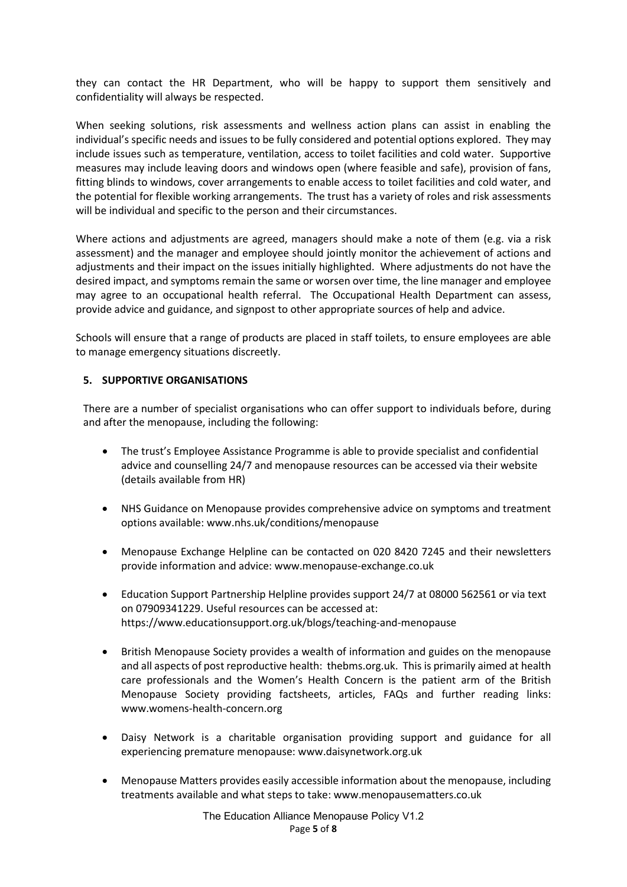they can contact the HR Department, who will be happy to support them sensitively and confidentiality will always be respected.

When seeking solutions, risk assessments and wellness action plans can assist in enabling the individual's specific needs and issues to be fully considered and potential options explored. They may include issues such as temperature, ventilation, access to toilet facilities and cold water. Supportive measures may include leaving doors and windows open (where feasible and safe), provision of fans, fitting blinds to windows, cover arrangements to enable access to toilet facilities and cold water, and the potential for flexible working arrangements. The trust has a variety of roles and risk assessments will be individual and specific to the person and their circumstances.

Where actions and adjustments are agreed, managers should make a note of them (e.g. via a risk assessment) and the manager and employee should jointly monitor the achievement of actions and adjustments and their impact on the issues initially highlighted. Where adjustments do not have the desired impact, and symptoms remain the same or worsen over time, the line manager and employee may agree to an occupational health referral. The Occupational Health Department can assess, provide advice and guidance, and signpost to other appropriate sources of help and advice.

Schools will ensure that a range of products are placed in staff toilets, to ensure employees are able to manage emergency situations discreetly.

## 5. SUPPORTIVE ORGANISATIONS

There are a number of specialist organisations who can offer support to individuals before, during and after the menopause, including the following:

- The trust's Employee Assistance Programme is able to provide specialist and confidential advice and counselling 24/7 and menopause resources can be accessed via their website (details available from HR)

- NHS Guidance on Menopause provides comprehensive advice on symptoms and treatment options available: www.nhs.uk/conditions/menopause

- Menopause Exchange Helpline can be contacted on 020 8420 7245 and their newsletters provide information and advice: www.menopause-exchange.co.uk

- Education Support Partnership Helpline provides support 24/7 at 08000 562561 or via text on 07909341229. Useful resources can be accessed at: https://www.educationsupport.org.uk/blogs/teaching-and-menopause

- British Menopause Society provides a wealth of information and guides on the menopause and all aspects of post reproductive health: thebms.org.uk. This is primarily aimed at health care professionals and the Women's Health Concern is the patient arm of the British Menopause Society providing factsheets, articles, FAQs and further reading links: www.womens-health-concern.org

- Daisy Network is a charitable organisation providing support and guidance for all experiencing premature menopause: www.daisynetwork.org.uk

- Menopause Matters provides easily accessible information about the menopause, including treatments available and what steps to take: www.menopausematters.co.uk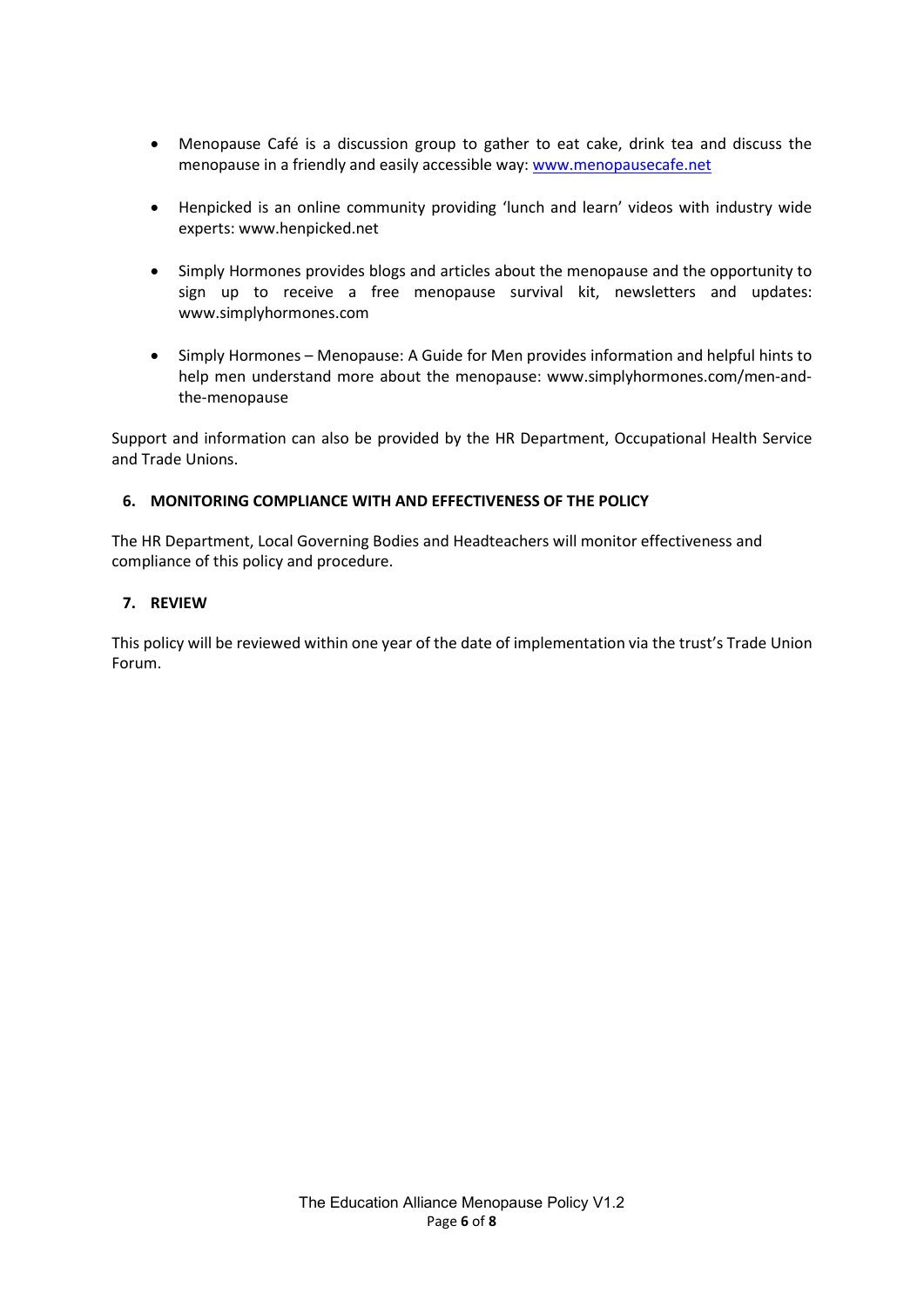- Menopause Café is a discussion group to gather to eat cake, drink tea and discuss the menopause in a friendly and easily accessible way: www.menopausecafe.net

- Henpicked is an online community providing 'lunch and learn' videos with industry wide experts: www.henpicked.net

- Simply Hormones provides blogs and articles about the menopause and the opportunity to sign up to receive a free menopause survival kit, newsletters and updates: www.simplyhormones.com

- Simply Hormones – Menopause: A Guide for Men provides information and helpful hints to help men understand more about the menopause: www.simplyhormones.com/men-and-the-menopause

Support and information can also be provided by the HR Department, Occupational Health Service and Trade Unions.

## 6. MONITORING COMPLIANCE WITH AND EFFECTIVENESS OF THE POLICY

The HR Department, Local Governing Bodies and Headteachers will monitor effectiveness and compliance of this policy and procedure.

## 7. REVIEW

This policy will be reviewed within one year of the date of implementation via the trust's Trade Union Forum.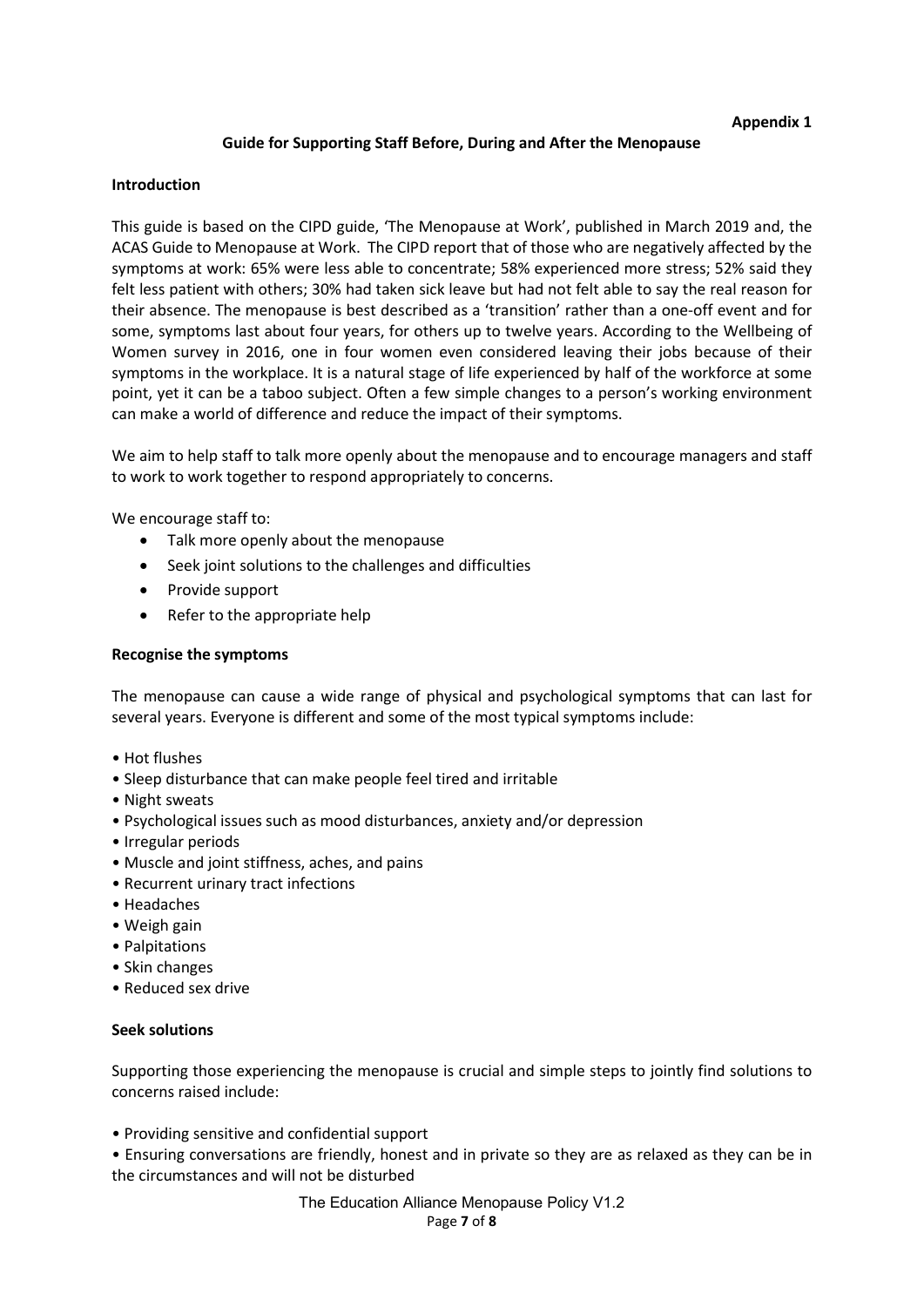**Appendix 1**

## Guide for Supporting Staff Before, During and After the Menopause

### Introduction

This guide is based on the CIPD guide, 'The Menopause at Work', published in March 2019 and, the ACAS Guide to Menopause at Work. The CIPD report that of those who are negatively affected by the symptoms at work: 65% were less able to concentrate; 58% experienced more stress; 52% said they felt less patient with others; 30% had taken sick leave but had not felt able to say the real reason for their absence. The menopause is best described as a 'transition' rather than a one-off event and for some, symptoms last about four years, for others up to twelve years. According to the Wellbeing of Women survey in 2016, one in four women even considered leaving their jobs because of their symptoms in the workplace. It is a natural stage of life experienced by half of the workforce at some point, yet it can be a taboo subject. Often a few simple changes to a person's working environment can make a world of difference and reduce the impact of their symptoms.

We aim to help staff to talk more openly about the menopause and to encourage managers and staff to work to work together to respond appropriately to concerns.

We encourage staff to:

- Talk more openly about the menopause
- Seek joint solutions to the challenges and difficulties
- Provide support
- Refer to the appropriate help

### Recognise the symptoms

The menopause can cause a wide range of physical and psychological symptoms that can last for several years. Everyone is different and some of the most typical symptoms include:

- Hot flushes
- Sleep disturbance that can make people feel tired and irritable
- Night sweats
- Psychological issues such as mood disturbances, anxiety and/or depression
- Irregular periods
- Muscle and joint stiffness, aches, and pains
- Recurrent urinary tract infections
- Headaches
- Weigh gain
- Palpitations
- Skin changes
- Reduced sex drive

### Seek solutions

Supporting those experiencing the menopause is crucial and simple steps to jointly find solutions to concerns raised include:

- Providing sensitive and confidential support
- Ensuring conversations are friendly, honest and in private so they are as relaxed as they can be in the circumstances and will not be disturbed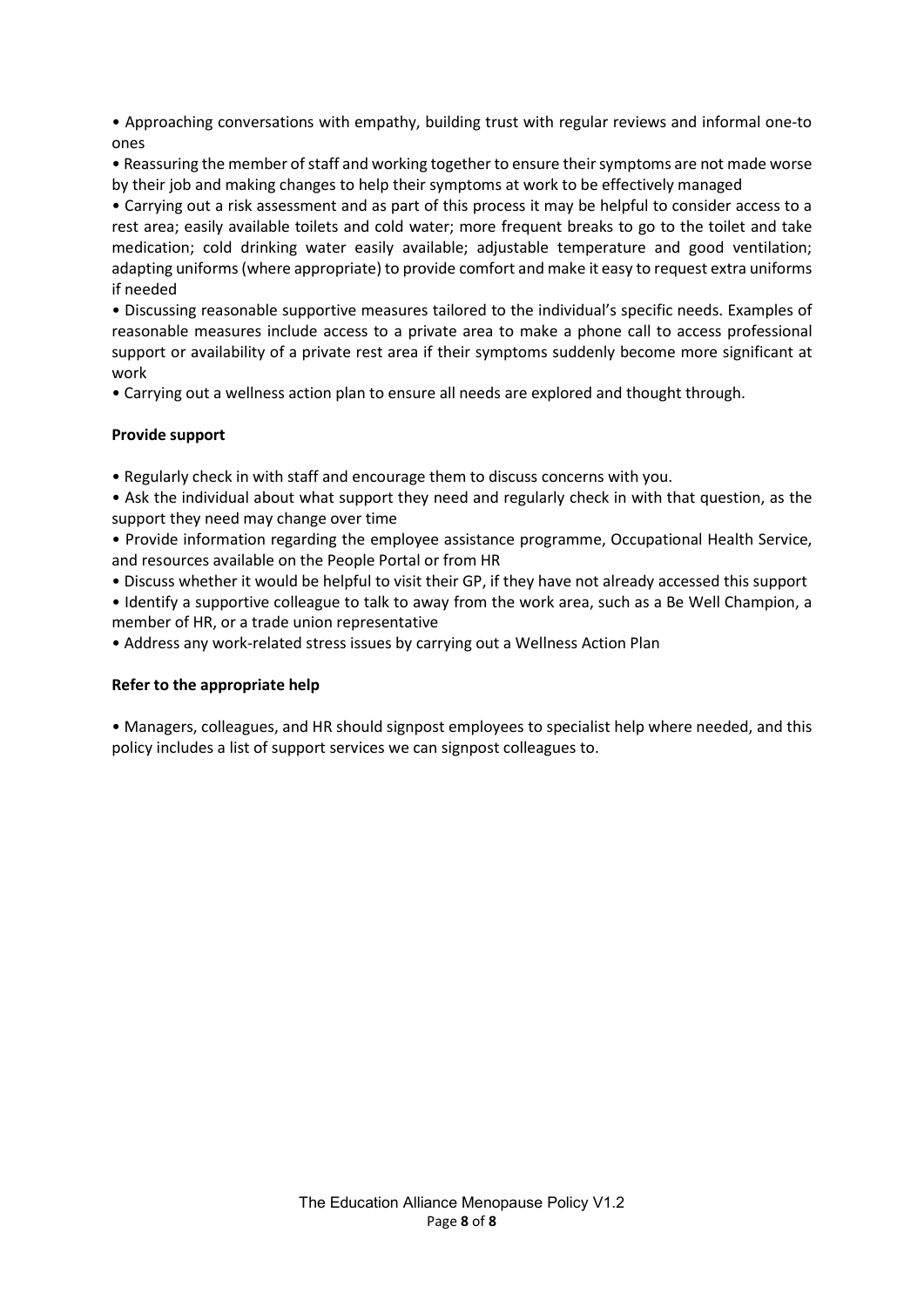- Approaching conversations with empathy, building trust with regular reviews and informal one-to ones
- Reassuring the member of staff and working together to ensure their symptoms are not made worse by their job and making changes to help their symptoms at work to be effectively managed
- Carrying out a risk assessment and as part of this process it may be helpful to consider access to a rest area; easily available toilets and cold water; more frequent breaks to go to the toilet and take medication; cold drinking water easily available; adjustable temperature and good ventilation; adapting uniforms (where appropriate) to provide comfort and make it easy to request extra uniforms if needed
- Discussing reasonable supportive measures tailored to the individual's specific needs. Examples of reasonable measures include access to a private area to make a phone call to access professional support or availability of a private rest area if their symptoms suddenly become more significant at work
- Carrying out a wellness action plan to ensure all needs are explored and thought through.

**Provide support**

- Regularly check in with staff and encourage them to discuss concerns with you.
- Ask the individual about what support they need and regularly check in with that question, as the support they need may change over time
- Provide information regarding the employee assistance programme, Occupational Health Service, and resources available on the People Portal or from HR
- Discuss whether it would be helpful to visit their GP, if they have not already accessed this support
- Identify a supportive colleague to talk to away from the work area, such as a Be Well Champion, a member of HR, or a trade union representative
- Address any work-related stress issues by carrying out a Wellness Action Plan

**Refer to the appropriate help**

- Managers, colleagues, and HR should signpost employees to specialist help where needed, and this policy includes a list of support services we can signpost colleagues to.